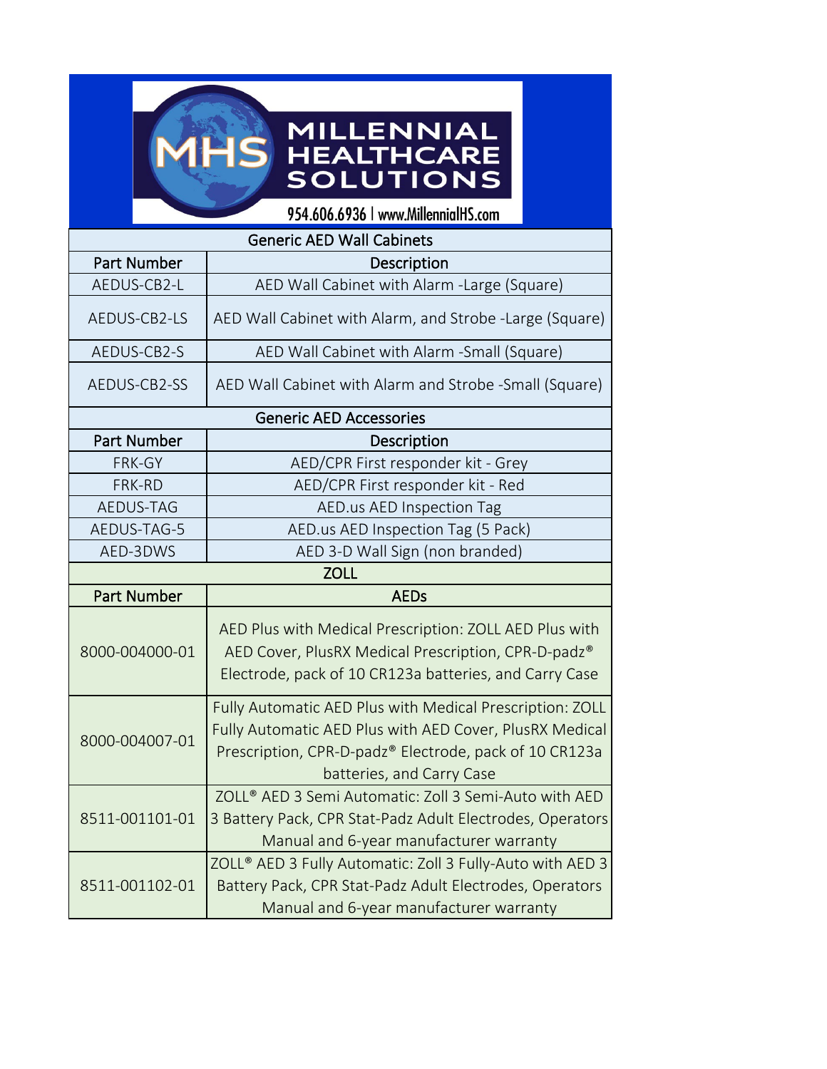MILLENNIAL HEALTHCARE SOLUTIONS

954.606.6936 | www.MillennialHS.com

| Generic AED Wall Cabinets | |
|---|---|
| Part Number | Description |
| AEDUS-CB2-L | AED Wall Cabinet with Alarm -Large (Square) |
| AEDUS-CB2-LS | AED Wall Cabinet with Alarm, and Strobe -Large (Square) |
| AEDUS-CB2-S | AED Wall Cabinet with Alarm -Small (Square) |
| AEDUS-CB2-SS | AED Wall Cabinet with Alarm and Strobe -Small (Square) |
| **Generic AED Accessories** | |
| Part Number | Description |
| FRK-GY | AED/CPR First responder kit - Grey |
| FRK-RD | AED/CPR First responder kit - Red |
| AEDUS-TAG | AED.us AED Inspection Tag |
| AEDUS-TAG-5 | AED.us AED Inspection Tag (5 Pack) |
| AED-3DWS | AED 3-D Wall Sign (non branded) |
| **ZOLL** | |
| Part Number | AEDs |
| 8000-004000-01 | AED Plus with Medical Prescription: ZOLL AED Plus with AED Cover, PlusRX Medical Prescription, CPR-D-padz® Electrode, pack of 10 CR123a batteries, and Carry Case |
| 8000-004007-01 | Fully Automatic AED Plus with Medical Prescription: ZOLL Fully Automatic AED Plus with AED Cover, PlusRX Medical Prescription, CPR-D-padz® Electrode, pack of 10 CR123a batteries, and Carry Case |
| 8511-001101-01 | ZOLL® AED 3 Semi Automatic: Zoll 3 Semi-Auto with AED 3 Battery Pack, CPR Stat-Padz Adult Electrodes, Operators Manual and 6-year manufacturer warranty |
| 8511-001102-01 | ZOLL® AED 3 Fully Automatic: Zoll 3 Fully-Auto with AED 3 Battery Pack, CPR Stat-Padz Adult Electrodes, Operators Manual and 6-year manufacturer warranty |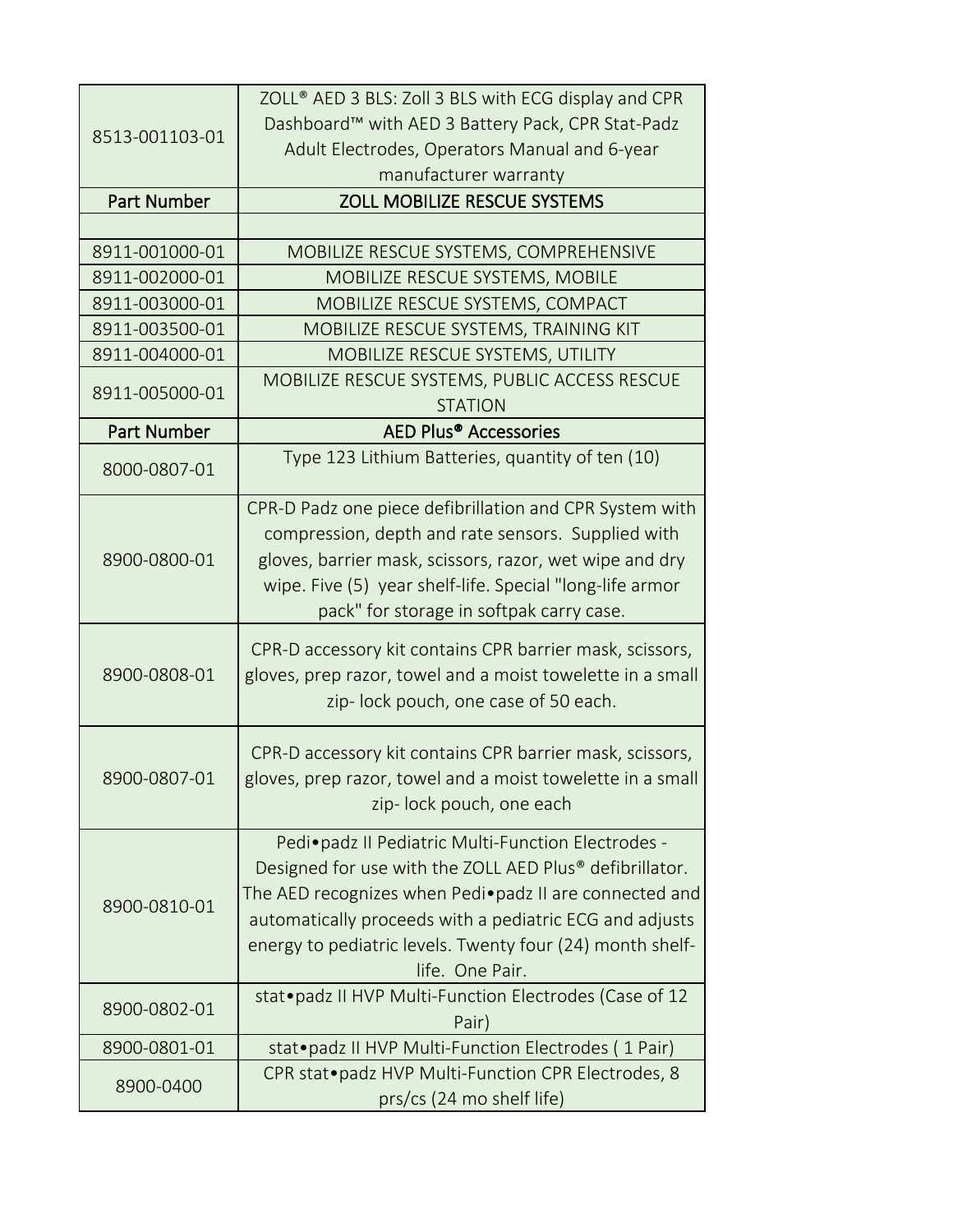| | |
|---|---|
| 8513-001103-01 | ZOLL® AED 3 BLS: Zoll 3 BLS with ECG display and CPR Dashboard™ with AED 3 Battery Pack, CPR Stat-Padz Adult Electrodes, Operators Manual and 6-year manufacturer warranty |
| **Part Number** | **ZOLL MOBILIZE RESCUE SYSTEMS** |
| | |
| 8911-001000-01 | MOBILIZE RESCUE SYSTEMS, COMPREHENSIVE |
| 8911-002000-01 | MOBILIZE RESCUE SYSTEMS, MOBILE |
| 8911-003000-01 | MOBILIZE RESCUE SYSTEMS, COMPACT |
| 8911-003500-01 | MOBILIZE RESCUE SYSTEMS, TRAINING KIT |
| 8911-004000-01 | MOBILIZE RESCUE SYSTEMS, UTILITY |
| 8911-005000-01 | MOBILIZE RESCUE SYSTEMS, PUBLIC ACCESS RESCUE STATION |
| **Part Number** | **AED Plus® Accessories** |
| 8000-0807-01 | Type 123 Lithium Batteries, quantity of ten (10) |
| 8900-0800-01 | CPR-D Padz one piece defibrillation and CPR System with compression, depth and rate sensors. Supplied with gloves, barrier mask, scissors, razor, wet wipe and dry wipe. Five (5) year shelf-life. Special "long-life armor pack" for storage in softpak carry case. |
| 8900-0808-01 | CPR-D accessory kit contains CPR barrier mask, scissors, gloves, prep razor, towel and a moist towelette in a small zip- lock pouch, one case of 50 each. |
| 8900-0807-01 | CPR-D accessory kit contains CPR barrier mask, scissors, gloves, prep razor, towel and a moist towelette in a small zip- lock pouch, one each |
| 8900-0810-01 | Pedi•padz II Pediatric Multi-Function Electrodes - Designed for use with the ZOLL AED Plus® defibrillator. The AED recognizes when Pedi•padz II are connected and automatically proceeds with a pediatric ECG and adjusts energy to pediatric levels. Twenty four (24) month shelf-life. One Pair. |
| 8900-0802-01 | stat•padz II HVP Multi-Function Electrodes (Case of 12 Pair) |
| 8900-0801-01 | stat•padz II HVP Multi-Function Electrodes ( 1 Pair) |
| 8900-0400 | CPR stat•padz HVP Multi-Function CPR Electrodes, 8 prs/cs (24 mo shelf life) |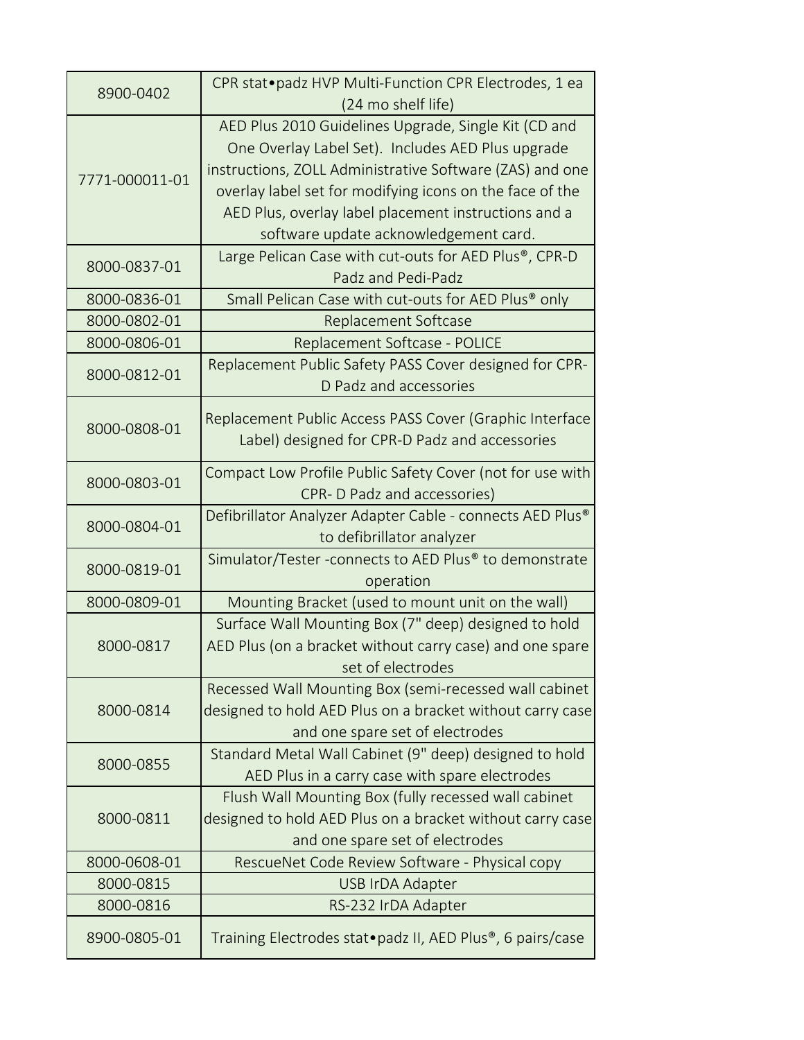| 8900-0402 | CPR stat•padz HVP Multi-Function CPR Electrodes, 1 ea (24 mo shelf life) |
|---|---|
| 7771-000011-01 | AED Plus 2010 Guidelines Upgrade, Single Kit (CD and One Overlay Label Set). Includes AED Plus upgrade instructions, ZOLL Administrative Software (ZAS) and one overlay label set for modifying icons on the face of the AED Plus, overlay label placement instructions and a software update acknowledgement card. |
| 8000-0837-01 | Large Pelican Case with cut-outs for AED Plus®, CPR-D Padz and Pedi-Padz |
| 8000-0836-01 | Small Pelican Case with cut-outs for AED Plus® only |
| 8000-0802-01 | Replacement Softcase |
| 8000-0806-01 | Replacement Softcase - POLICE |
| 8000-0812-01 | Replacement Public Safety PASS Cover designed for CPR-D Padz and accessories |
| 8000-0808-01 | Replacement Public Access PASS Cover (Graphic Interface Label) designed for CPR-D Padz and accessories |
| 8000-0803-01 | Compact Low Profile Public Safety Cover (not for use with CPR- D Padz and accessories) |
| 8000-0804-01 | Defibrillator Analyzer Adapter Cable - connects AED Plus® to defibrillator analyzer |
| 8000-0819-01 | Simulator/Tester -connects to AED Plus® to demonstrate operation |
| 8000-0809-01 | Mounting Bracket (used to mount unit on the wall) |
| 8000-0817 | Surface Wall Mounting Box (7" deep) designed to hold AED Plus (on a bracket without carry case) and one spare set of electrodes |
| 8000-0814 | Recessed Wall Mounting Box (semi-recessed wall cabinet designed to hold AED Plus on a bracket without carry case and one spare set of electrodes |
| 8000-0855 | Standard Metal Wall Cabinet (9" deep) designed to hold AED Plus in a carry case with spare electrodes |
| 8000-0811 | Flush Wall Mounting Box (fully recessed wall cabinet designed to hold AED Plus on a bracket without carry case and one spare set of electrodes |
| 8000-0608-01 | RescueNet Code Review Software - Physical copy |
| 8000-0815 | USB IrDA Adapter |
| 8000-0816 | RS-232 IrDA Adapter |
| 8900-0805-01 | Training Electrodes stat•padz II, AED Plus®, 6 pairs/case |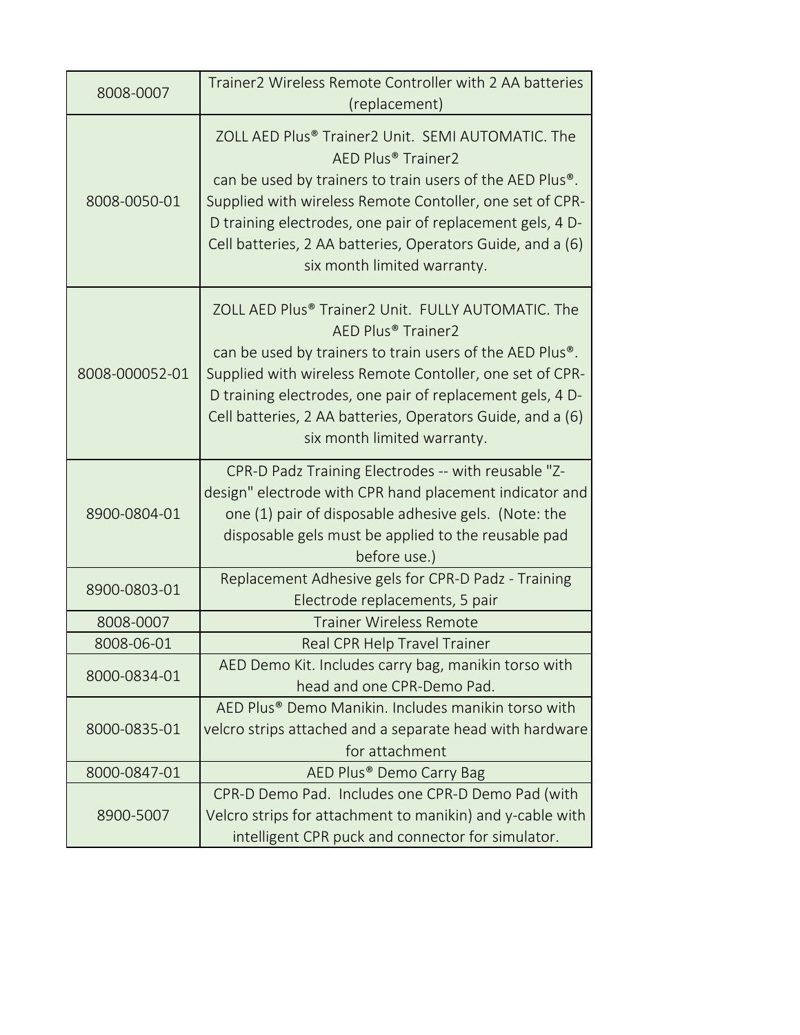| | |
|---|---|
| 8008-0007 | Trainer2 Wireless Remote Controller with 2 AA batteries (replacement) |
| 8008-0050-01 | ZOLL AED Plus® Trainer2 Unit. SEMI AUTOMATIC. The AED Plus® Trainer2 can be used by trainers to train users of the AED Plus®. Supplied with wireless Remote Contoller, one set of CPR-D training electrodes, one pair of replacement gels, 4 D-Cell batteries, 2 AA batteries, Operators Guide, and a (6) six month limited warranty. |
| 8008-000052-01 | ZOLL AED Plus® Trainer2 Unit. FULLY AUTOMATIC. The AED Plus® Trainer2 can be used by trainers to train users of the AED Plus®. Supplied with wireless Remote Contoller, one set of CPR-D training electrodes, one pair of replacement gels, 4 D-Cell batteries, 2 AA batteries, Operators Guide, and a (6) six month limited warranty. |
| 8900-0804-01 | CPR-D Padz Training Electrodes -- with reusable "Z-design" electrode with CPR hand placement indicator and one (1) pair of disposable adhesive gels. (Note: the disposable gels must be applied to the reusable pad before use.) |
| 8900-0803-01 | Replacement Adhesive gels for CPR-D Padz - Training Electrode replacements, 5 pair |
| 8008-0007 | Trainer Wireless Remote |
| 8008-06-01 | Real CPR Help Travel Trainer |
| 8000-0834-01 | AED Demo Kit. Includes carry bag, manikin torso with head and one CPR-Demo Pad. |
| 8000-0835-01 | AED Plus® Demo Manikin. Includes manikin torso with velcro strips attached and a separate head with hardware for attachment |
| 8000-0847-01 | AED Plus® Demo Carry Bag |
| 8900-5007 | CPR-D Demo Pad. Includes one CPR-D Demo Pad (with Velcro strips for attachment to manikin) and y-cable with intelligent CPR puck and connector for simulator. |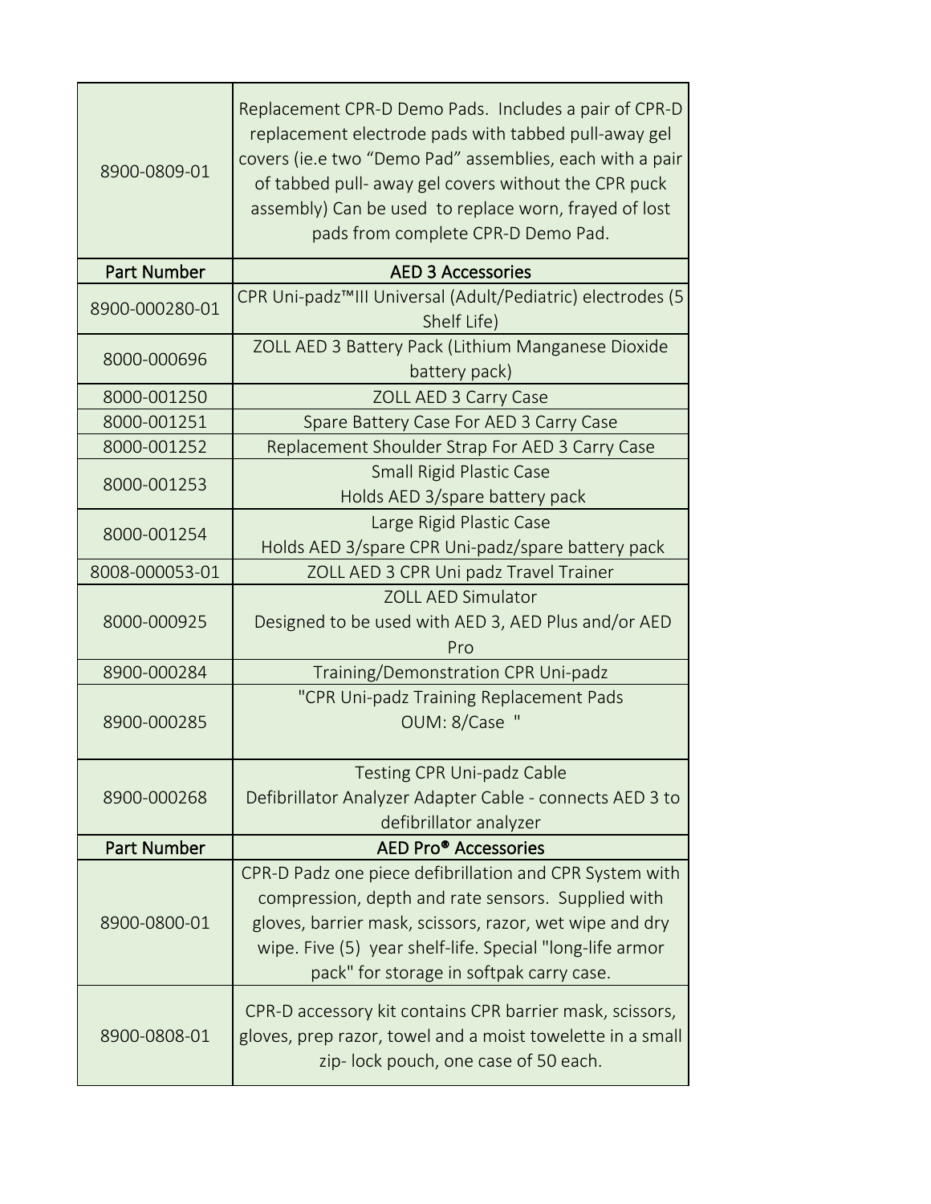| | |
|---|---|
| 8900-0809-01 | Replacement CPR-D Demo Pads. Includes a pair of CPR-D replacement electrode pads with tabbed pull-away gel covers (ie.e two "Demo Pad" assemblies, each with a pair of tabbed pull- away gel covers without the CPR puck assembly) Can be used to replace worn, frayed of lost pads from complete CPR-D Demo Pad. |
| **Part Number** | **AED 3 Accessories** |
| 8900-000280-01 | CPR Uni-padz™III Universal (Adult/Pediatric) electrodes (5 Shelf Life) |
| 8000-000696 | ZOLL AED 3 Battery Pack (Lithium Manganese Dioxide battery pack) |
| 8000-001250 | ZOLL AED 3 Carry Case |
| 8000-001251 | Spare Battery Case For AED 3 Carry Case |
| 8000-001252 | Replacement Shoulder Strap For AED 3 Carry Case |
| 8000-001253 | Small Rigid Plastic Case<br>Holds AED 3/spare battery pack |
| 8000-001254 | Large Rigid Plastic Case<br>Holds AED 3/spare CPR Uni-padz/spare battery pack |
| 8008-000053-01 | ZOLL AED 3 CPR Uni padz Travel Trainer |
| 8000-000925 | ZOLL AED Simulator<br>Designed to be used with AED 3, AED Plus and/or AED Pro |
| 8900-000284 | Training/Demonstration CPR Uni-padz |
| 8900-000285 | "CPR Uni-padz Training Replacement Pads<br>OUM: 8/Case " |
| 8900-000268 | Testing CPR Uni-padz Cable<br>Defibrillator Analyzer Adapter Cable - connects AED 3 to defibrillator analyzer |
| **Part Number** | **AED Pro® Accessories** |
| 8900-0800-01 | CPR-D Padz one piece defibrillation and CPR System with compression, depth and rate sensors. Supplied with gloves, barrier mask, scissors, razor, wet wipe and dry wipe. Five (5) year shelf-life. Special "long-life armor pack" for storage in softpak carry case. |
| 8900-0808-01 | CPR-D accessory kit contains CPR barrier mask, scissors, gloves, prep razor, towel and a moist towelette in a small zip- lock pouch, one case of 50 each. |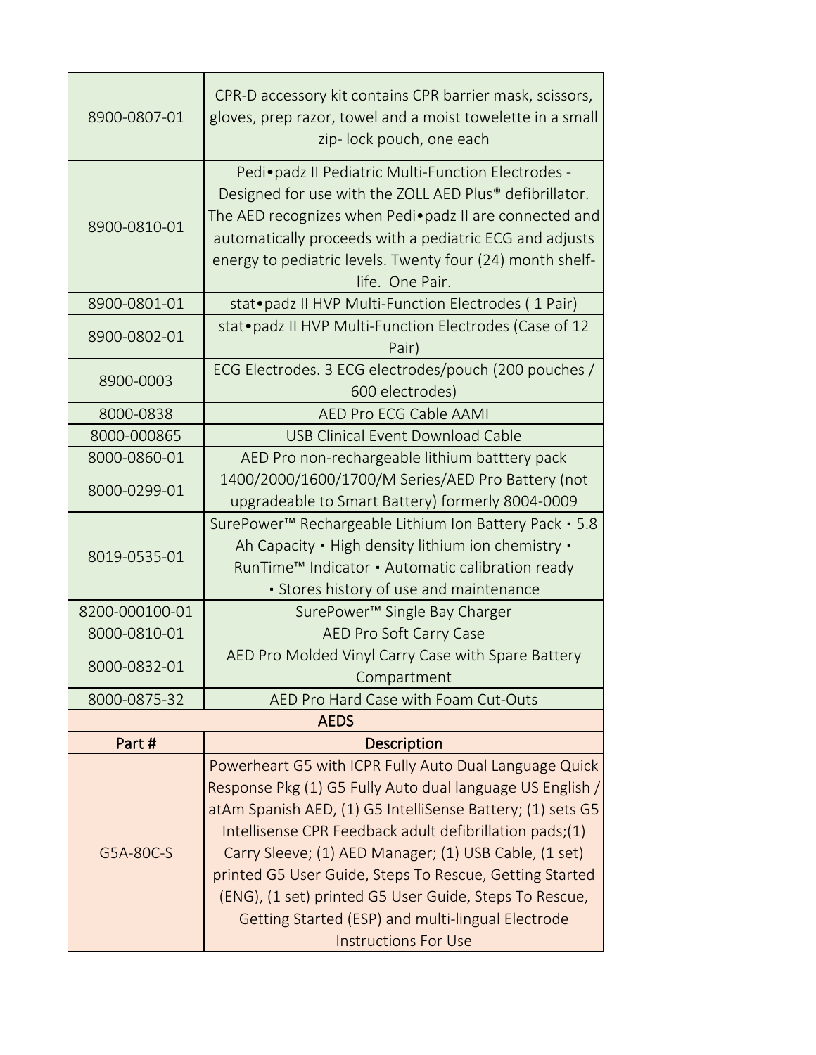| | |
|---|---|
| 8900-0807-01 | CPR-D accessory kit contains CPR barrier mask, scissors, gloves, prep razor, towel and a moist towelette in a small zip- lock pouch, one each |
| 8900-0810-01 | Pedi•padz II Pediatric Multi-Function Electrodes - Designed for use with the ZOLL AED Plus® defibrillator. The AED recognizes when Pedi•padz II are connected and automatically proceeds with a pediatric ECG and adjusts energy to pediatric levels. Twenty four (24) month shelf-life. One Pair. |
| 8900-0801-01 | stat•padz II HVP Multi-Function Electrodes ( 1 Pair) |
| 8900-0802-01 | stat•padz II HVP Multi-Function Electrodes (Case of 12 Pair) |
| 8900-0003 | ECG Electrodes. 3 ECG electrodes/pouch (200 pouches / 600 electrodes) |
| 8000-0838 | AED Pro ECG Cable AAMI |
| 8000-000865 | USB Clinical Event Download Cable |
| 8000-0860-01 | AED Pro non-rechargeable lithium batttery pack |
| 8000-0299-01 | 1400/2000/1600/1700/M Series/AED Pro Battery (not upgradeable to Smart Battery) formerly 8004-0009 |
| 8019-0535-01 | SurePower™ Rechargeable Lithium Ion Battery Pack ▪ 5.8 Ah Capacity ▪ High density lithium ion chemistry ▪ RunTime™ Indicator ▪ Automatic calibration ready ▪ Stores history of use and maintenance |
| 8200-000100-01 | SurePower™ Single Bay Charger |
| 8000-0810-01 | AED Pro Soft Carry Case |
| 8000-0832-01 | AED Pro Molded Vinyl Carry Case with Spare Battery Compartment |
| 8000-0875-32 | AED Pro Hard Case with Foam Cut-Outs |

| AEDS | |
|---|---|
| **Part #** | **Description** |
| G5A-80C-S | Powerheart G5 with ICPR Fully Auto Dual Language Quick Response Pkg (1) G5 Fully Auto dual language US English / atAm Spanish AED, (1) G5 IntelliSense Battery; (1) sets G5 Intellisense CPR Feedback adult defibrillation pads;(1) Carry Sleeve; (1) AED Manager; (1) USB Cable, (1 set) printed G5 User Guide, Steps To Rescue, Getting Started (ENG), (1 set) printed G5 User Guide, Steps To Rescue, Getting Started (ESP) and multi-lingual Electrode Instructions For Use |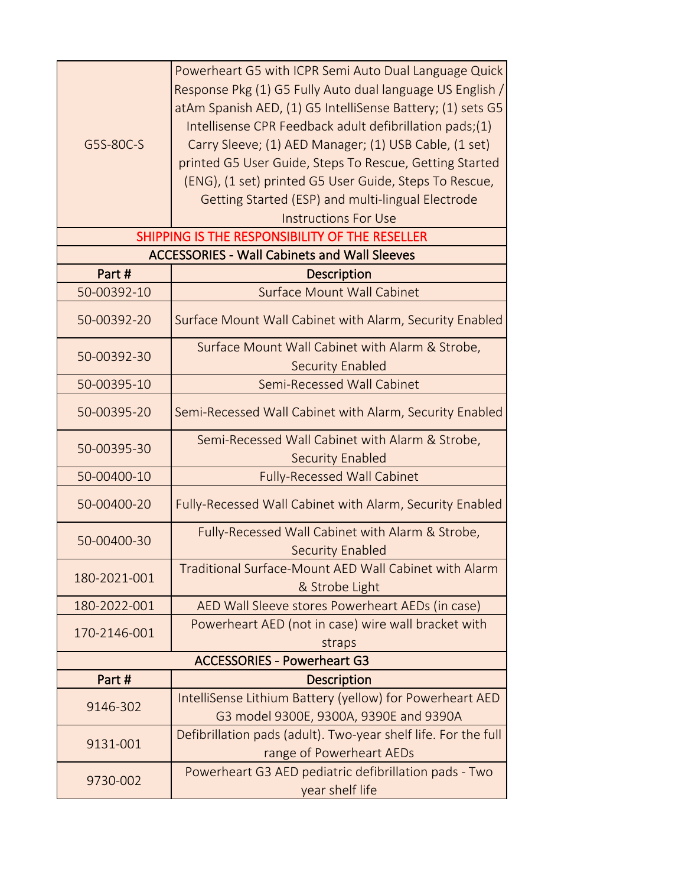| | |
|---|---|
| G5S-80C-S | Powerheart G5 with ICPR Semi Auto Dual Language Quick Response Pkg (1) G5 Fully Auto dual language US English / atAm Spanish AED, (1) G5 IntelliSense Battery; (1) sets G5 Intellisense CPR Feedback adult defibrillation pads;(1) Carry Sleeve; (1) AED Manager; (1) USB Cable, (1 set) printed G5 User Guide, Steps To Rescue, Getting Started (ENG), (1 set) printed G5 User Guide, Steps To Rescue, Getting Started (ESP) and multi-lingual Electrode Instructions For Use |
| SHIPPING IS THE RESPONSIBILITY OF THE RESELLER | |
| **ACCESSORIES - Wall Cabinets and Wall Sleeves** | |
| **Part #** | **Description** |
| 50-00392-10 | Surface Mount Wall Cabinet |
| 50-00392-20 | Surface Mount Wall Cabinet with Alarm, Security Enabled |
| 50-00392-30 | Surface Mount Wall Cabinet with Alarm & Strobe, Security Enabled |
| 50-00395-10 | Semi-Recessed Wall Cabinet |
| 50-00395-20 | Semi-Recessed Wall Cabinet with Alarm, Security Enabled |
| 50-00395-30 | Semi-Recessed Wall Cabinet with Alarm & Strobe, Security Enabled |
| 50-00400-10 | Fully-Recessed Wall Cabinet |
| 50-00400-20 | Fully-Recessed Wall Cabinet with Alarm, Security Enabled |
| 50-00400-30 | Fully-Recessed Wall Cabinet with Alarm & Strobe, Security Enabled |
| 180-2021-001 | Traditional Surface-Mount AED Wall Cabinet with Alarm & Strobe Light |
| 180-2022-001 | AED Wall Sleeve stores Powerheart AEDs (in case) |
| 170-2146-001 | Powerheart AED (not in case) wire wall bracket with straps |
| **ACCESSORIES - Powerheart G3** | |
| **Part #** | **Description** |
| 9146-302 | IntelliSense Lithium Battery (yellow) for Powerheart AED G3 model 9300E, 9300A, 9390E and 9390A |
| 9131-001 | Defibrillation pads (adult). Two-year shelf life. For the full range of Powerheart AEDs |
| 9730-002 | Powerheart G3 AED pediatric defibrillation pads - Two year shelf life |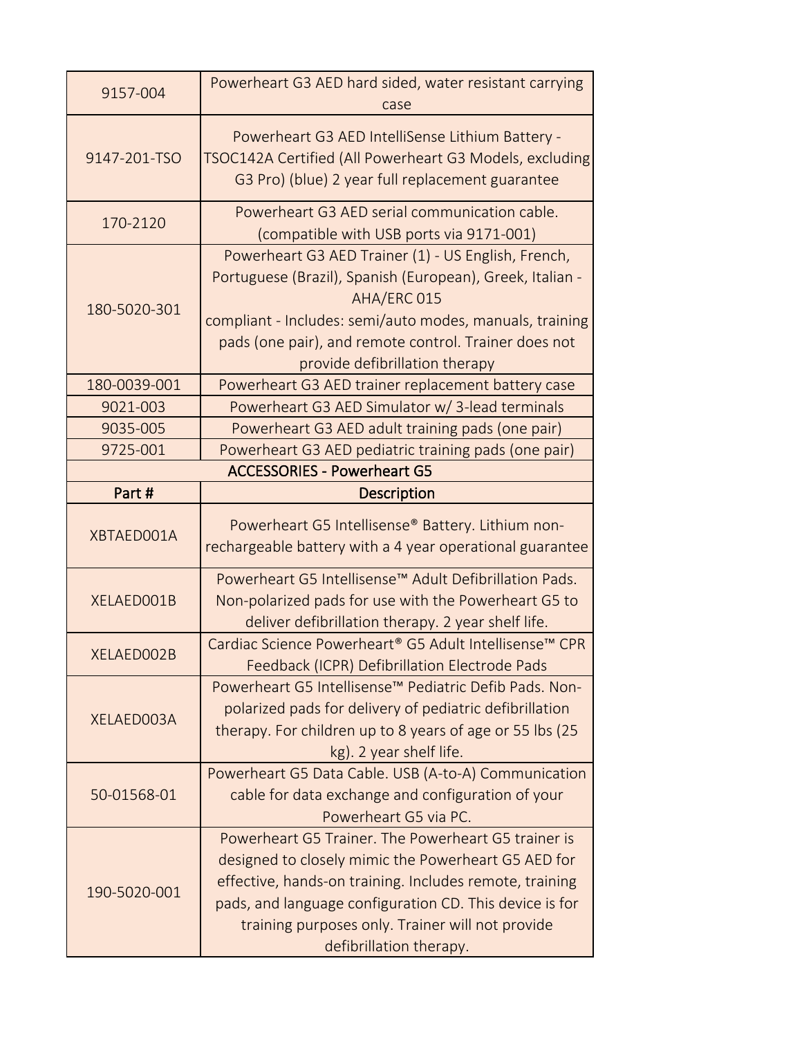| | |
|---|---|
| 9157-004 | Powerheart G3 AED hard sided, water resistant carrying case |
| 9147-201-TSO | Powerheart G3 AED IntelliSense Lithium Battery - TSOC142A Certified (All Powerheart G3 Models, excluding G3 Pro) (blue) 2 year full replacement guarantee |
| 170-2120 | Powerheart G3 AED serial communication cable. (compatible with USB ports via 9171-001) |
| 180-5020-301 | Powerheart G3 AED Trainer (1) - US English, French, Portuguese (Brazil), Spanish (European), Greek, Italian - AHA/ERC 015 compliant - Includes: semi/auto modes, manuals, training pads (one pair), and remote control. Trainer does not provide defibrillation therapy |
| 180-0039-001 | Powerheart G3 AED trainer replacement battery case |
| 9021-003 | Powerheart G3 AED Simulator w/ 3-lead terminals |
| 9035-005 | Powerheart G3 AED adult training pads (one pair) |
| 9725-001 | Powerheart G3 AED pediatric training pads (one pair) |
| **ACCESSORIES - Powerheart G5** | |
| **Part #** | **Description** |
| XBTAED001A | Powerheart G5 Intellisense® Battery. Lithium non-rechargeable battery with a 4 year operational guarantee |
| XELAED001B | Powerheart G5 Intellisense™ Adult Defibrillation Pads. Non-polarized pads for use with the Powerheart G5 to deliver defibrillation therapy. 2 year shelf life. |
| XELAED002B | Cardiac Science Powerheart® G5 Adult Intellisense™ CPR Feedback (ICPR) Defibrillation Electrode Pads |
| XELAED003A | Powerheart G5 Intellisense™ Pediatric Defib Pads. Non-polarized pads for delivery of pediatric defibrillation therapy. For children up to 8 years of age or 55 lbs (25 kg). 2 year shelf life. |
| 50-01568-01 | Powerheart G5 Data Cable. USB (A-to-A) Communication cable for data exchange and configuration of your Powerheart G5 via PC. |
| 190-5020-001 | Powerheart G5 Trainer. The Powerheart G5 trainer is designed to closely mimic the Powerheart G5 AED for effective, hands-on training. Includes remote, training pads, and language configuration CD. This device is for training purposes only. Trainer will not provide defibrillation therapy. |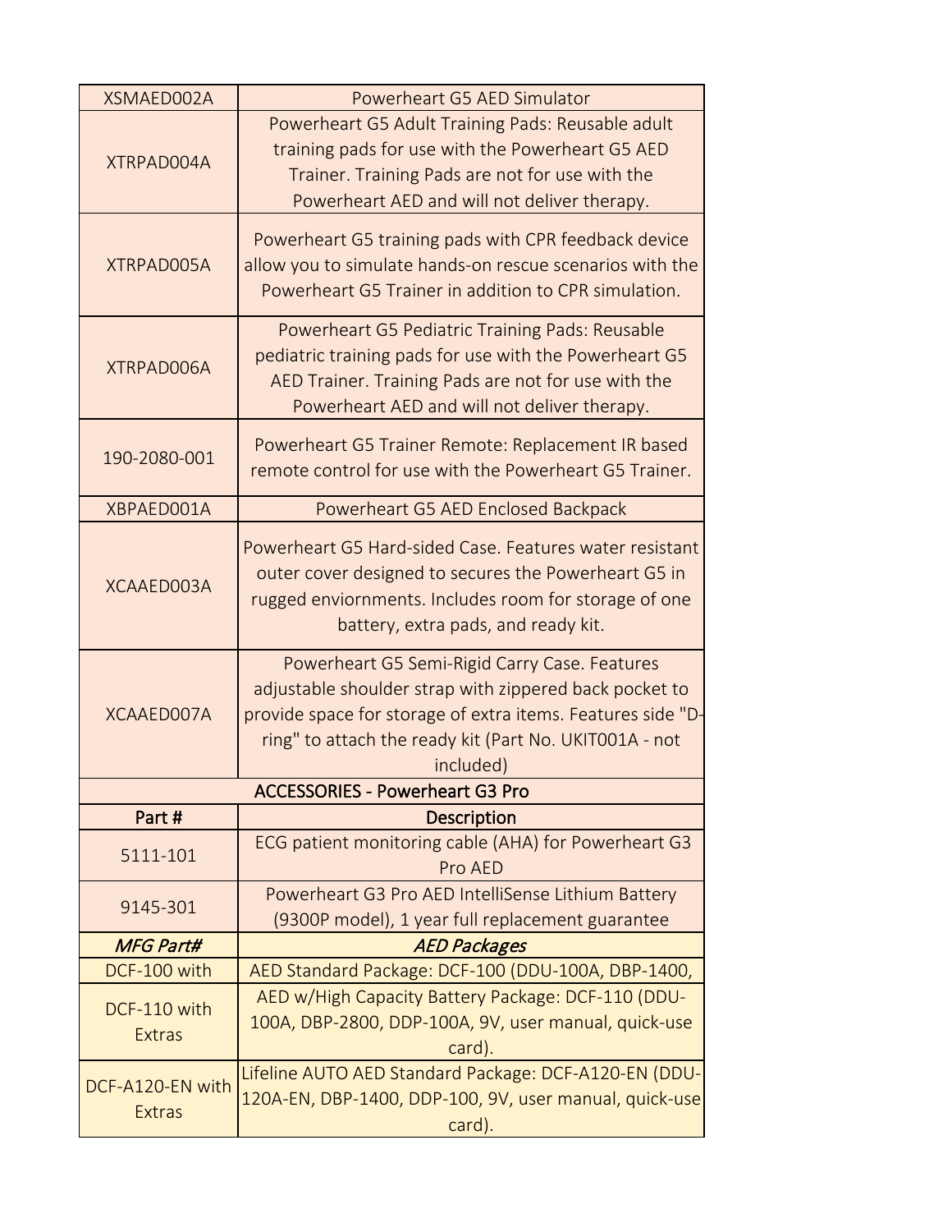| XSMAED002A | Powerheart G5 AED Simulator |
|---|---|
| XTRPAD004A | Powerheart G5 Adult Training Pads: Reusable adult training pads for use with the Powerheart G5 AED Trainer. Training Pads are not for use with the Powerheart AED and will not deliver therapy. |
| XTRPAD005A | Powerheart G5 training pads with CPR feedback device allow you to simulate hands-on rescue scenarios with the Powerheart G5 Trainer in addition to CPR simulation. |
| XTRPAD006A | Powerheart G5 Pediatric Training Pads: Reusable pediatric training pads for use with the Powerheart G5 AED Trainer. Training Pads are not for use with the Powerheart AED and will not deliver therapy. |
| 190-2080-001 | Powerheart G5 Trainer Remote: Replacement IR based remote control for use with the Powerheart G5 Trainer. |
| XBPAED001A | Powerheart G5 AED Enclosed Backpack |
| XCAAED003A | Powerheart G5 Hard-sided Case. Features water resistant outer cover designed to secures the Powerheart G5 in rugged enviornments. Includes room for storage of one battery, extra pads, and ready kit. |
| XCAAED007A | Powerheart G5 Semi-Rigid Carry Case. Features adjustable shoulder strap with zippered back pocket to provide space for storage of extra items. Features side "D-ring" to attach the ready kit (Part No. UKIT001A - not included) |
| **ACCESSORIES - Powerheart G3 Pro** | |
| **Part #** | **Description** |
| 5111-101 | ECG patient monitoring cable (AHA) for Powerheart G3 Pro AED |
| 9145-301 | Powerheart G3 Pro AED IntelliSense Lithium Battery (9300P model), 1 year full replacement guarantee |
| *MFG Part#* | *AED Packages* |
| DCF-100 with | AED Standard Package: DCF-100 (DDU-100A, DBP-1400, |
| DCF-110 with Extras | AED w/High Capacity Battery Package: DCF-110 (DDU-100A, DBP-2800, DDP-100A, 9V, user manual, quick-use card). |
| DCF-A120-EN with Extras | Lifeline AUTO AED Standard Package: DCF-A120-EN (DDU-120A-EN, DBP-1400, DDP-100, 9V, user manual, quick-use card). |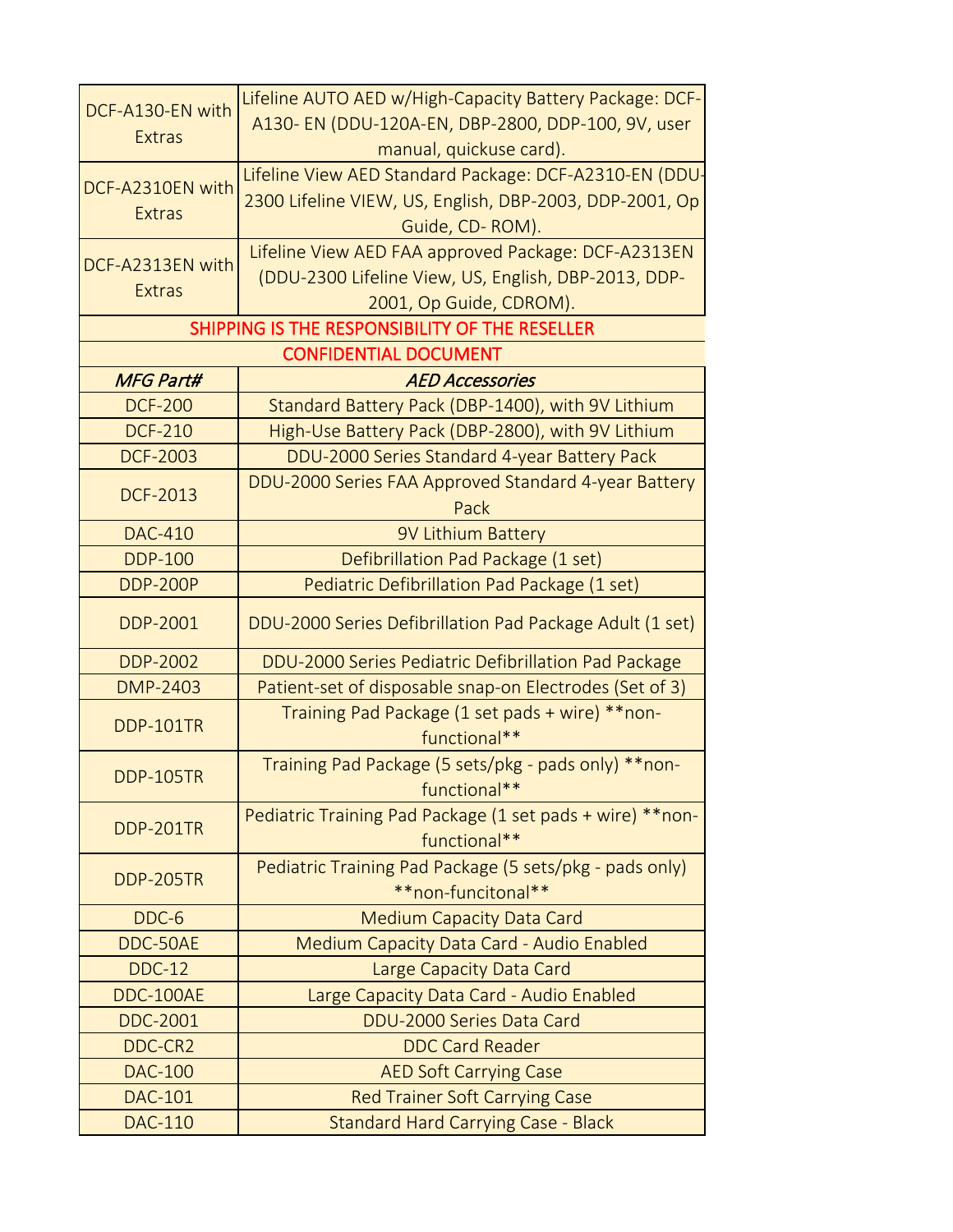| | |
|---|---|
| DCF-A130-EN with Extras | Lifeline AUTO AED w/High-Capacity Battery Package: DCF-A130- EN (DDU-120A-EN, DBP-2800, DDP-100, 9V, user manual, quickuse card). |
| DCF-A2310EN with Extras | Lifeline View AED Standard Package: DCF-A2310-EN (DDU-2300 Lifeline VIEW, US, English, DBP-2003, DDP-2001, Op Guide, CD- ROM). |
| DCF-A2313EN with Extras | Lifeline View AED FAA approved Package: DCF-A2313EN (DDU-2300 Lifeline View, US, English, DBP-2013, DDP-2001, Op Guide, CDROM). |

SHIPPING IS THE RESPONSIBILITY OF THE RESELLER

CONFIDENTIAL DOCUMENT

| *MFG Part#* | *AED Accessories* |
|---|---|
| DCF-200 | Standard Battery Pack (DBP-1400), with 9V Lithium |
| DCF-210 | High-Use Battery Pack (DBP-2800), with 9V Lithium |
| DCF-2003 | DDU-2000 Series Standard 4-year Battery Pack |
| DCF-2013 | DDU-2000 Series FAA Approved Standard 4-year Battery Pack |
| DAC-410 | 9V Lithium Battery |
| DDP-100 | Defibrillation Pad Package (1 set) |
| DDP-200P | Pediatric Defibrillation Pad Package (1 set) |
| DDP-2001 | DDU-2000 Series Defibrillation Pad Package Adult (1 set) |
| DDP-2002 | DDU-2000 Series Pediatric Defibrillation Pad Package |
| DMP-2403 | Patient-set of disposable snap-on Electrodes (Set of 3) |
| DDP-101TR | Training Pad Package (1 set pads + wire) **non-functional** |
| DDP-105TR | Training Pad Package (5 sets/pkg - pads only) **non-functional** |
| DDP-201TR | Pediatric Training Pad Package (1 set pads + wire) **non-functional** |
| DDP-205TR | Pediatric Training Pad Package (5 sets/pkg - pads only) **non-funcitonal** |
| DDC-6 | Medium Capacity Data Card |
| DDC-50AE | Medium Capacity Data Card - Audio Enabled |
| DDC-12 | Large Capacity Data Card |
| DDC-100AE | Large Capacity Data Card - Audio Enabled |
| DDC-2001 | DDU-2000 Series Data Card |
| DDC-CR2 | DDC Card Reader |
| DAC-100 | AED Soft Carrying Case |
| DAC-101 | Red Trainer Soft Carrying Case |
| DAC-110 | Standard Hard Carrying Case - Black |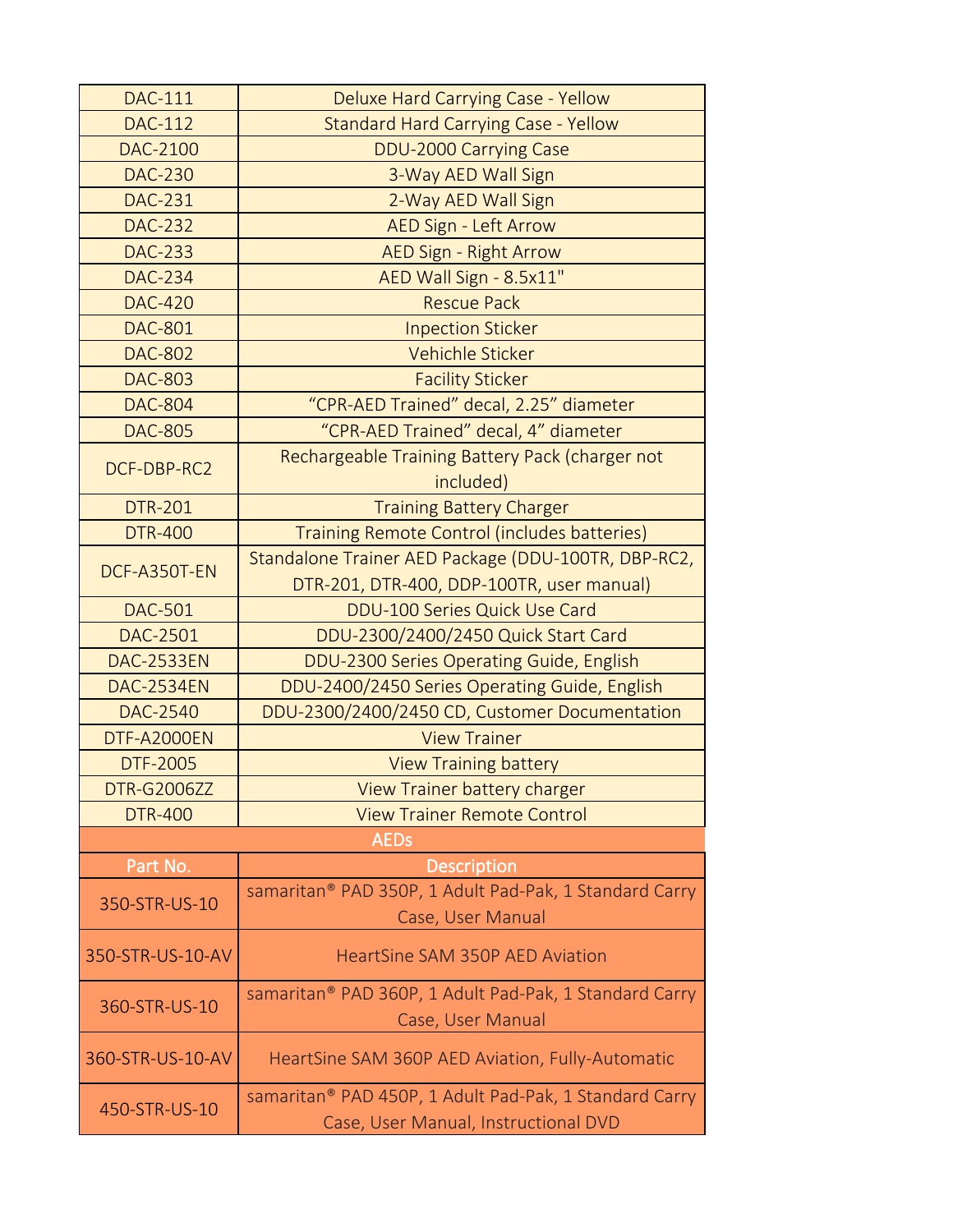| | |
|---|---|
| DAC-111 | Deluxe Hard Carrying Case - Yellow |
| DAC-112 | Standard Hard Carrying Case - Yellow |
| DAC-2100 | DDU-2000 Carrying Case |
| DAC-230 | 3-Way AED Wall Sign |
| DAC-231 | 2-Way AED Wall Sign |
| DAC-232 | AED Sign - Left Arrow |
| DAC-233 | AED Sign - Right Arrow |
| DAC-234 | AED Wall Sign - 8.5x11" |
| DAC-420 | Rescue Pack |
| DAC-801 | Inpection Sticker |
| DAC-802 | Vehichle Sticker |
| DAC-803 | Facility Sticker |
| DAC-804 | “CPR-AED Trained” decal, 2.25” diameter |
| DAC-805 | “CPR-AED Trained” decal, 4” diameter |
| DCF-DBP-RC2 | Rechargeable Training Battery Pack (charger not included) |
| DTR-201 | Training Battery Charger |
| DTR-400 | Training Remote Control (includes batteries) |
| DCF-A350T-EN | Standalone Trainer AED Package (DDU-100TR, DBP-RC2, DTR-201, DTR-400, DDP-100TR, user manual) |
| DAC-501 | DDU-100 Series Quick Use Card |
| DAC-2501 | DDU-2300/2400/2450 Quick Start Card |
| DAC-2533EN | DDU-2300 Series Operating Guide, English |
| DAC-2534EN | DDU-2400/2450 Series Operating Guide, English |
| DAC-2540 | DDU-2300/2400/2450 CD, Customer Documentation |
| DTF-A2000EN | View Trainer |
| DTF-2005 | View Training battery |
| DTR-G2006ZZ | View Trainer battery charger |
| DTR-400 | View Trainer Remote Control |

## AEDs

| Part No. | Description |
|---|---|
| 350-STR-US-10 | samaritan® PAD 350P, 1 Adult Pad-Pak, 1 Standard Carry Case, User Manual |
| 350-STR-US-10-AV | HeartSine SAM 350P AED Aviation |
| 360-STR-US-10 | samaritan® PAD 360P, 1 Adult Pad-Pak, 1 Standard Carry Case, User Manual |
| 360-STR-US-10-AV | HeartSine SAM 360P AED Aviation, Fully-Automatic |
| 450-STR-US-10 | samaritan® PAD 450P, 1 Adult Pad-Pak, 1 Standard Carry Case, User Manual, Instructional DVD |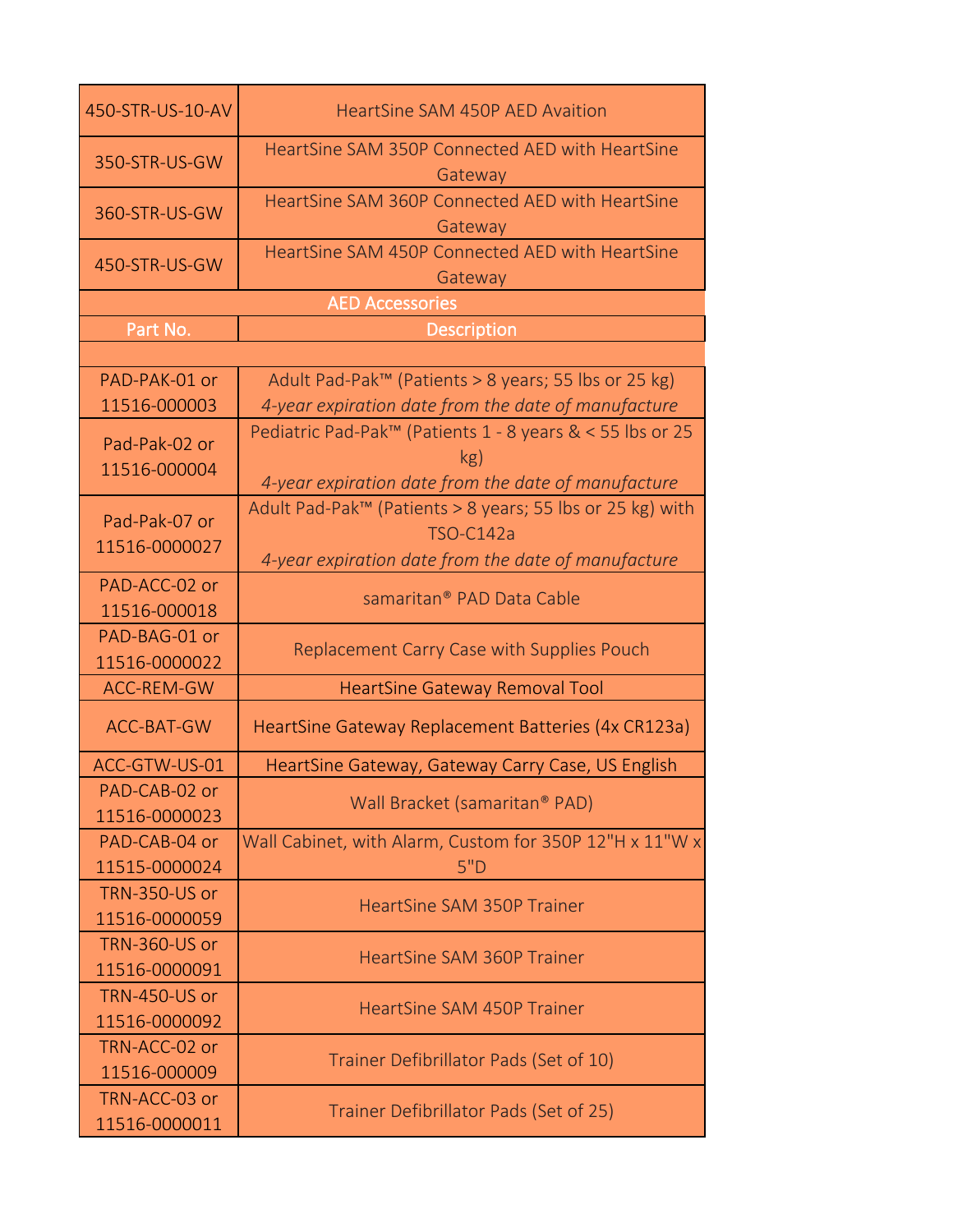| 450-STR-US-10-AV | HeartSine SAM 450P AED Avaition |
|---|---|
| 350-STR-US-GW | HeartSine SAM 350P Connected AED with HeartSine Gateway |
| 360-STR-US-GW | HeartSine SAM 360P Connected AED with HeartSine Gateway |
| 450-STR-US-GW | HeartSine SAM 450P Connected AED with HeartSine Gateway |

**AED Accessories**

| Part No. | Description |
|---|---|
| | |
| PAD-PAK-01 or 11516-000003 | Adult Pad-Pak™ (Patients > 8 years; 55 lbs or 25 kg) *4-year expiration date from the date of manufacture* |
| Pad-Pak-02 or 11516-000004 | Pediatric Pad-Pak™ (Patients 1 - 8 years & < 55 lbs or 25 kg) *4-year expiration date from the date of manufacture* |
| Pad-Pak-07 or 11516-0000027 | Adult Pad-Pak™ (Patients > 8 years; 55 lbs or 25 kg) with TSO-C142a *4-year expiration date from the date of manufacture* |
| PAD-ACC-02 or 11516-000018 | samaritan® PAD Data Cable |
| PAD-BAG-01 or 11516-0000022 | Replacement Carry Case with Supplies Pouch |
| ACC-REM-GW | HeartSine Gateway Removal Tool |
| ACC-BAT-GW | HeartSine Gateway Replacement Batteries (4x CR123a) |
| ACC-GTW-US-01 | HeartSine Gateway, Gateway Carry Case, US English |
| PAD-CAB-02 or 11516-0000023 | Wall Bracket (samaritan® PAD) |
| PAD-CAB-04 or 11515-0000024 | Wall Cabinet, with Alarm, Custom for 350P 12"H x 11"W x 5"D |
| TRN-350-US or 11516-0000059 | HeartSine SAM 350P Trainer |
| TRN-360-US or 11516-0000091 | HeartSine SAM 360P Trainer |
| TRN-450-US or 11516-0000092 | HeartSine SAM 450P Trainer |
| TRN-ACC-02 or 11516-000009 | Trainer Defibrillator Pads (Set of 10) |
| TRN-ACC-03 or 11516-0000011 | Trainer Defibrillator Pads (Set of 25) |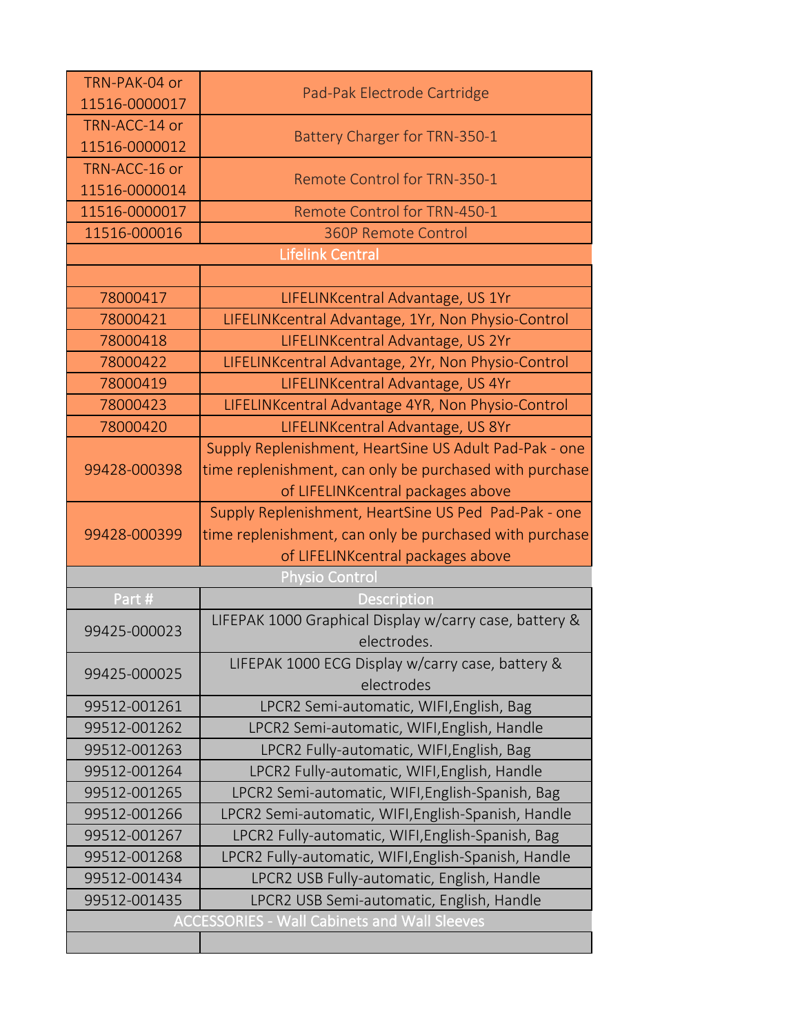| | |
|---|---|
| TRN-PAK-04 or 11516-0000017 | Pad-Pak Electrode Cartridge |
| TRN-ACC-14 or 11516-0000012 | Battery Charger for TRN-350-1 |
| TRN-ACC-16 or 11516-0000014 | Remote Control for TRN-350-1 |
| 11516-0000017 | Remote Control for TRN-450-1 |
| 11516-000016 | 360P Remote Control |
| **Lifelink Central** | |
| | |
| 78000417 | LIFELINKcentral Advantage, US 1Yr |
| 78000421 | LIFELINKcentral Advantage, 1Yr, Non Physio-Control |
| 78000418 | LIFELINKcentral Advantage, US 2Yr |
| 78000422 | LIFELINKcentral Advantage, 2Yr, Non Physio-Control |
| 78000419 | LIFELINKcentral Advantage, US 4Yr |
| 78000423 | LIFELINKcentral Advantage 4YR, Non Physio-Control |
| 78000420 | LIFELINKcentral Advantage, US 8Yr |
| 99428-000398 | Supply Replenishment, HeartSine US Adult Pad-Pak - one time replenishment, can only be purchased with purchase of LIFELINKcentral packages above |
| 99428-000399 | Supply Replenishment, HeartSine US Ped Pad-Pak - one time replenishment, can only be purchased with purchase of LIFELINKcentral packages above |

**Physio Control**

| Part # | Description |
|---|---|
| 99425-000023 | LIFEPAK 1000 Graphical Display w/carry case, battery & electrodes. |
| 99425-000025 | LIFEPAK 1000 ECG Display w/carry case, battery & electrodes |
| 99512-001261 | LPCR2 Semi-automatic, WIFI,English, Bag |
| 99512-001262 | LPCR2 Semi-automatic, WIFI,English, Handle |
| 99512-001263 | LPCR2 Fully-automatic, WIFI,English, Bag |
| 99512-001264 | LPCR2 Fully-automatic, WIFI,English, Handle |
| 99512-001265 | LPCR2 Semi-automatic, WIFI,English-Spanish, Bag |
| 99512-001266 | LPCR2 Semi-automatic, WIFI,English-Spanish, Handle |
| 99512-001267 | LPCR2 Fully-automatic, WIFI,English-Spanish, Bag |
| 99512-001268 | LPCR2 Fully-automatic, WIFI,English-Spanish, Handle |
| 99512-001434 | LPCR2 USB Fully-automatic, English, Handle |
| 99512-001435 | LPCR2 USB Semi-automatic, English, Handle |

**ACCESSORIES - Wall Cabinets and Wall Sleeves**

| | |
|---|---|
| | |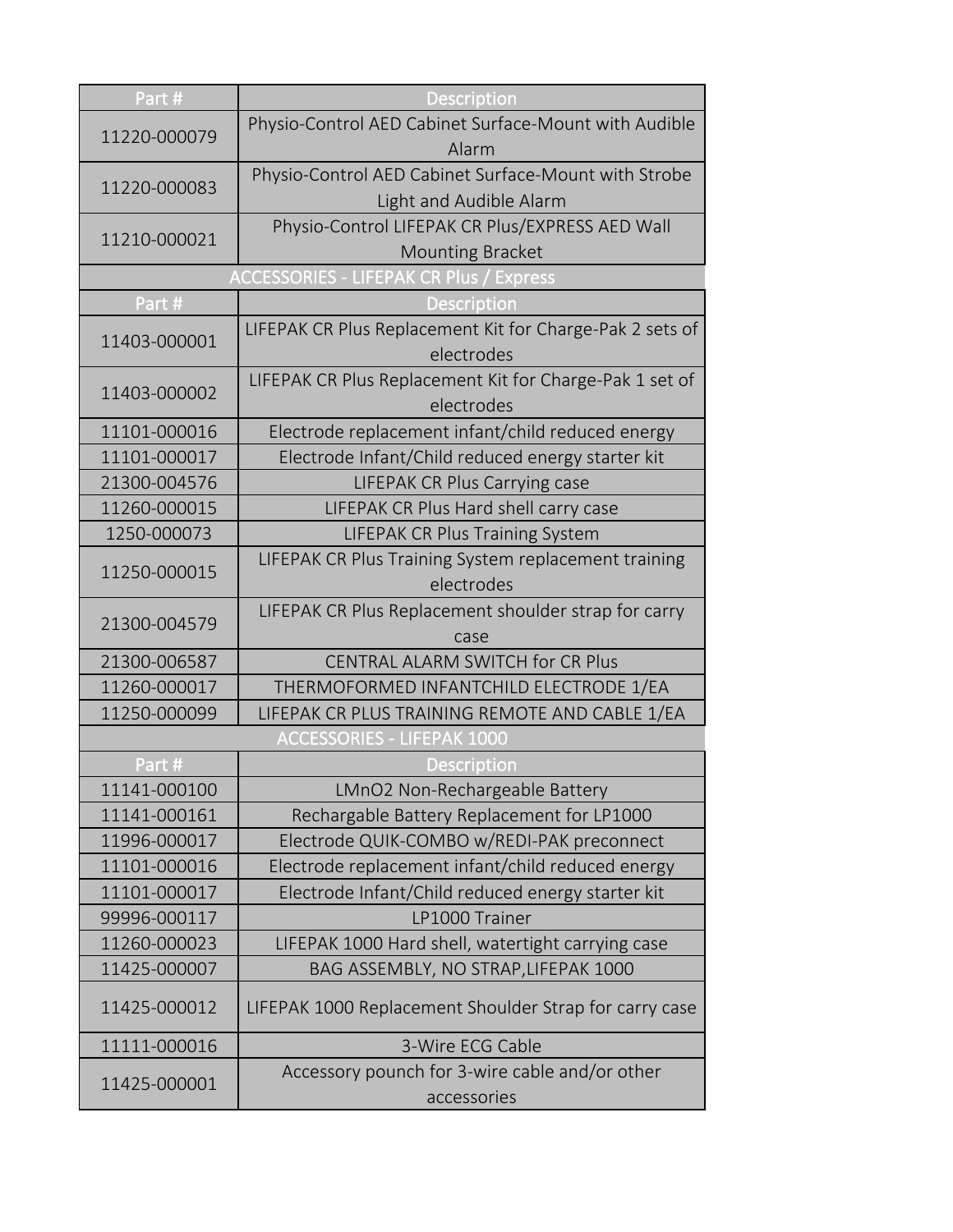| Part # | Description |
|---|---|
| 11220-000079 | Physio-Control AED Cabinet Surface-Mount with Audible Alarm |
| 11220-000083 | Physio-Control AED Cabinet Surface-Mount with Strobe Light and Audible Alarm |
| 11210-000021 | Physio-Control LIFEPAK CR Plus/EXPRESS AED Wall Mounting Bracket |

**ACCESSORIES - LIFEPAK CR Plus / Express**

| Part # | Description |
|---|---|
| 11403-000001 | LIFEPAK CR Plus Replacement Kit for Charge-Pak 2 sets of electrodes |
| 11403-000002 | LIFEPAK CR Plus Replacement Kit for Charge-Pak 1 set of electrodes |
| 11101-000016 | Electrode replacement infant/child reduced energy |
| 11101-000017 | Electrode Infant/Child reduced energy starter kit |
| 21300-004576 | LIFEPAK CR Plus Carrying case |
| 11260-000015 | LIFEPAK CR Plus Hard shell carry case |
| 1250-000073 | LIFEPAK CR Plus Training System |
| 11250-000015 | LIFEPAK CR Plus Training System replacement training electrodes |
| 21300-004579 | LIFEPAK CR Plus Replacement shoulder strap for carry case |
| 21300-006587 | CENTRAL ALARM SWITCH for CR Plus |
| 11260-000017 | THERMOFORMED INFANTCHILD ELECTRODE 1/EA |
| 11250-000099 | LIFEPAK CR PLUS TRAINING REMOTE AND CABLE 1/EA |

**ACCESSORIES - LIFEPAK 1000**

| Part # | Description |
|---|---|
| 11141-000100 | LMnO2 Non-Rechargeable Battery |
| 11141-000161 | Rechargable Battery Replacement for LP1000 |
| 11996-000017 | Electrode QUIK-COMBO w/REDI-PAK preconnect |
| 11101-000016 | Electrode replacement infant/child reduced energy |
| 11101-000017 | Electrode Infant/Child reduced energy starter kit |
| 99996-000117 | LP1000 Trainer |
| 11260-000023 | LIFEPAK 1000 Hard shell, watertight carrying case |
| 11425-000007 | BAG ASSEMBLY, NO STRAP,LIFEPAK 1000 |
| 11425-000012 | LIFEPAK 1000 Replacement Shoulder Strap for carry case |
| 11111-000016 | 3-Wire ECG Cable |
| 11425-000001 | Accessory pounch for 3-wire cable and/or other accessories |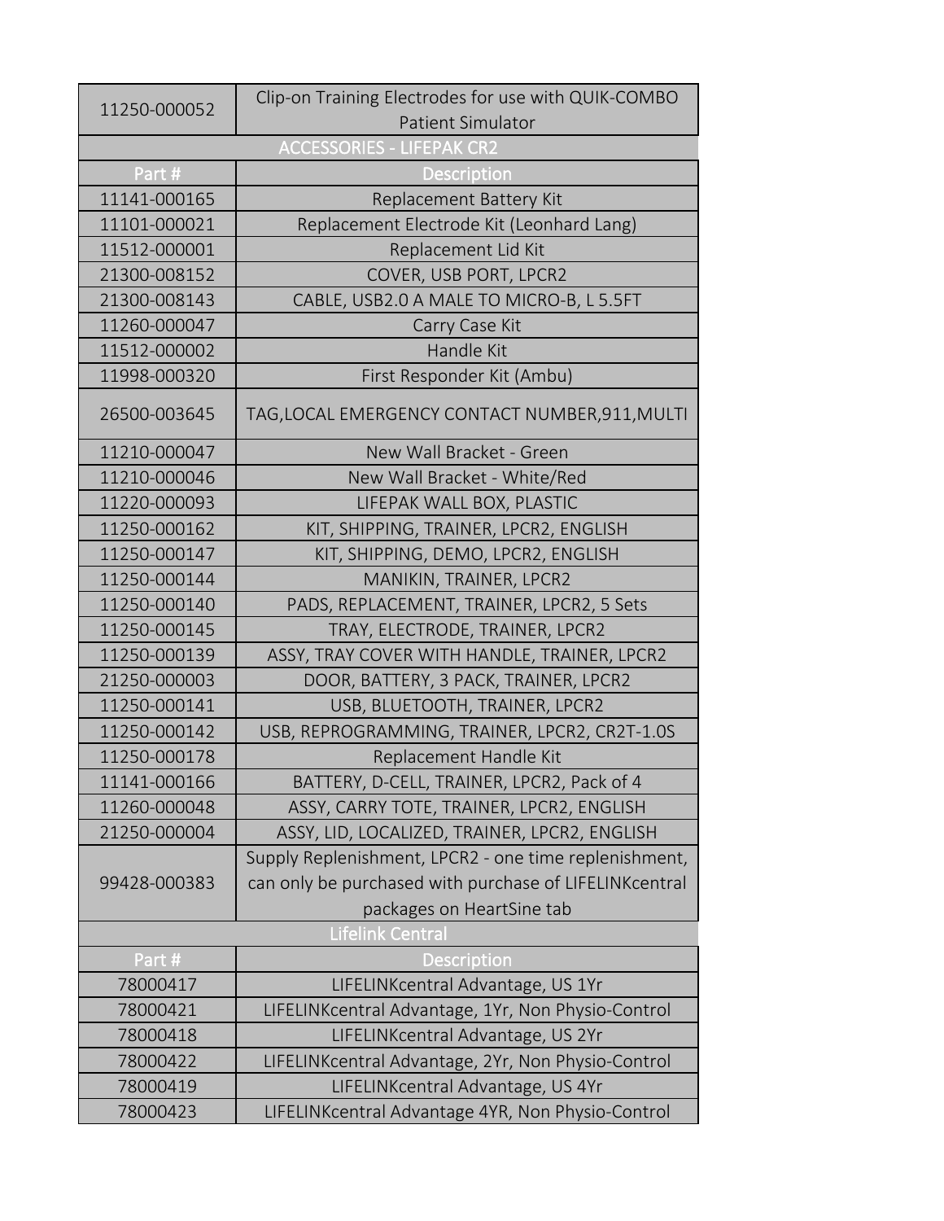| 11250-000052 | Clip-on Training Electrodes for use with QUIK-COMBO Patient Simulator |
|---|---|

## ACCESSORIES - LIFEPAK CR2

| Part # | Description |
|---|---|
| 11141-000165 | Replacement Battery Kit |
| 11101-000021 | Replacement Electrode Kit (Leonhard Lang) |
| 11512-000001 | Replacement Lid Kit |
| 21300-008152 | COVER, USB PORT, LPCR2 |
| 21300-008143 | CABLE, USB2.0 A MALE TO MICRO-B, L 5.5FT |
| 11260-000047 | Carry Case Kit |
| 11512-000002 | Handle Kit |
| 11998-000320 | First Responder Kit (Ambu) |
| 26500-003645 | TAG,LOCAL EMERGENCY CONTACT NUMBER,911,MULTI |
| 11210-000047 | New Wall Bracket - Green |
| 11210-000046 | New Wall Bracket - White/Red |
| 11220-000093 | LIFEPAK WALL BOX, PLASTIC |
| 11250-000162 | KIT, SHIPPING, TRAINER, LPCR2, ENGLISH |
| 11250-000147 | KIT, SHIPPING, DEMO, LPCR2, ENGLISH |
| 11250-000144 | MANIKIN, TRAINER, LPCR2 |
| 11250-000140 | PADS, REPLACEMENT, TRAINER, LPCR2, 5 Sets |
| 11250-000145 | TRAY, ELECTRODE, TRAINER, LPCR2 |
| 11250-000139 | ASSY, TRAY COVER WITH HANDLE, TRAINER, LPCR2 |
| 21250-000003 | DOOR, BATTERY, 3 PACK, TRAINER, LPCR2 |
| 11250-000141 | USB, BLUETOOTH, TRAINER, LPCR2 |
| 11250-000142 | USB, REPROGRAMMING, TRAINER, LPCR2, CR2T-1.0S |
| 11250-000178 | Replacement Handle Kit |
| 11141-000166 | BATTERY, D-CELL, TRAINER, LPCR2, Pack of 4 |
| 11260-000048 | ASSY, CARRY TOTE, TRAINER, LPCR2, ENGLISH |
| 21250-000004 | ASSY, LID, LOCALIZED, TRAINER, LPCR2, ENGLISH |
| 99428-000383 | Supply Replenishment, LPCR2 - one time replenishment, can only be purchased with purchase of LIFELINKcentral packages on HeartSine tab |

## Lifelink Central

| Part # | Description |
|---|---|
| 78000417 | LIFELINKcentral Advantage, US 1Yr |
| 78000421 | LIFELINKcentral Advantage, 1Yr, Non Physio-Control |
| 78000418 | LIFELINKcentral Advantage, US 2Yr |
| 78000422 | LIFELINKcentral Advantage, 2Yr, Non Physio-Control |
| 78000419 | LIFELINKcentral Advantage, US 4Yr |
| 78000423 | LIFELINKcentral Advantage 4YR, Non Physio-Control |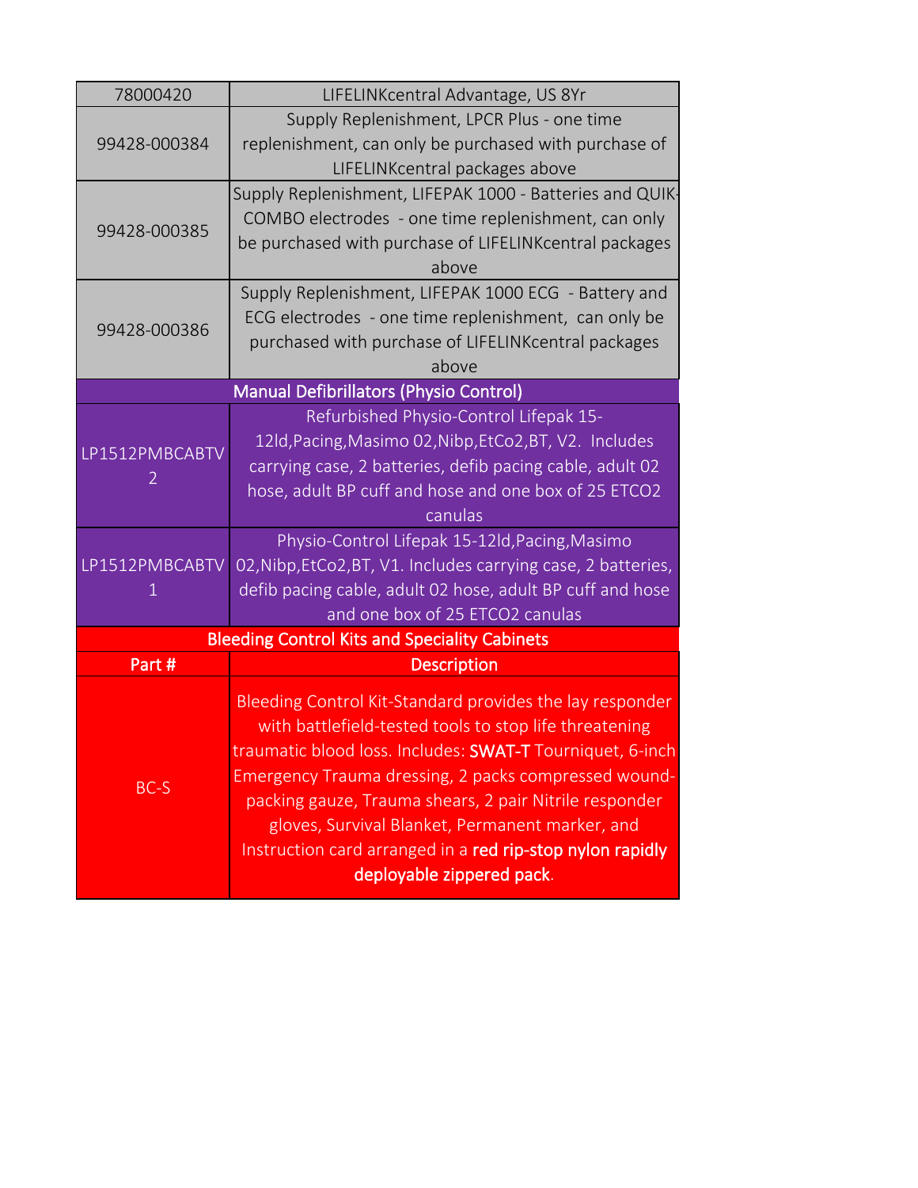| 78000420 | LIFELINKcentral Advantage, US 8Yr |
|---|---|
| 99428-000384 | Supply Replenishment, LPCR Plus - one time replenishment, can only be purchased with purchase of LIFELINKcentral packages above |
| 99428-000385 | Supply Replenishment, LIFEPAK 1000 - Batteries and QUIK-COMBO electrodes - one time replenishment, can only be purchased with purchase of LIFELINKcentral packages above |
| 99428-000386 | Supply Replenishment, LIFEPAK 1000 ECG - Battery and ECG electrodes - one time replenishment, can only be purchased with purchase of LIFELINKcentral packages above |
| **Manual Defibrillators (Physio Control)** | |
| LP1512PMBCABTV2 | Refurbished Physio-Control Lifepak 15-12ld,Pacing,Masimo 02,Nibp,EtCo2,BT, V2. Includes carrying case, 2 batteries, defib pacing cable, adult 02 hose, adult BP cuff and hose and one box of 25 ETCO2 canulas |
| LP1512PMBCABTV1 | Physio-Control Lifepak 15-12ld,Pacing,Masimo 02,Nibp,EtCo2,BT, V1. Includes carrying case, 2 batteries, defib pacing cable, adult 02 hose, adult BP cuff and hose and one box of 25 ETCO2 canulas |
| **Bleeding Control Kits and Speciality Cabinets** | |
| **Part #** | **Description** |
| BC-S | Bleeding Control Kit-Standard provides the lay responder with battlefield-tested tools to stop life threatening traumatic blood loss. Includes: **SWAT-T** Tourniquet, 6-inch Emergency Trauma dressing, 2 packs compressed wound-packing gauze, Trauma shears, 2 pair Nitrile responder gloves, Survival Blanket, Permanent marker, and Instruction card arranged in a **red rip-stop nylon rapidly deployable zippered pack**. |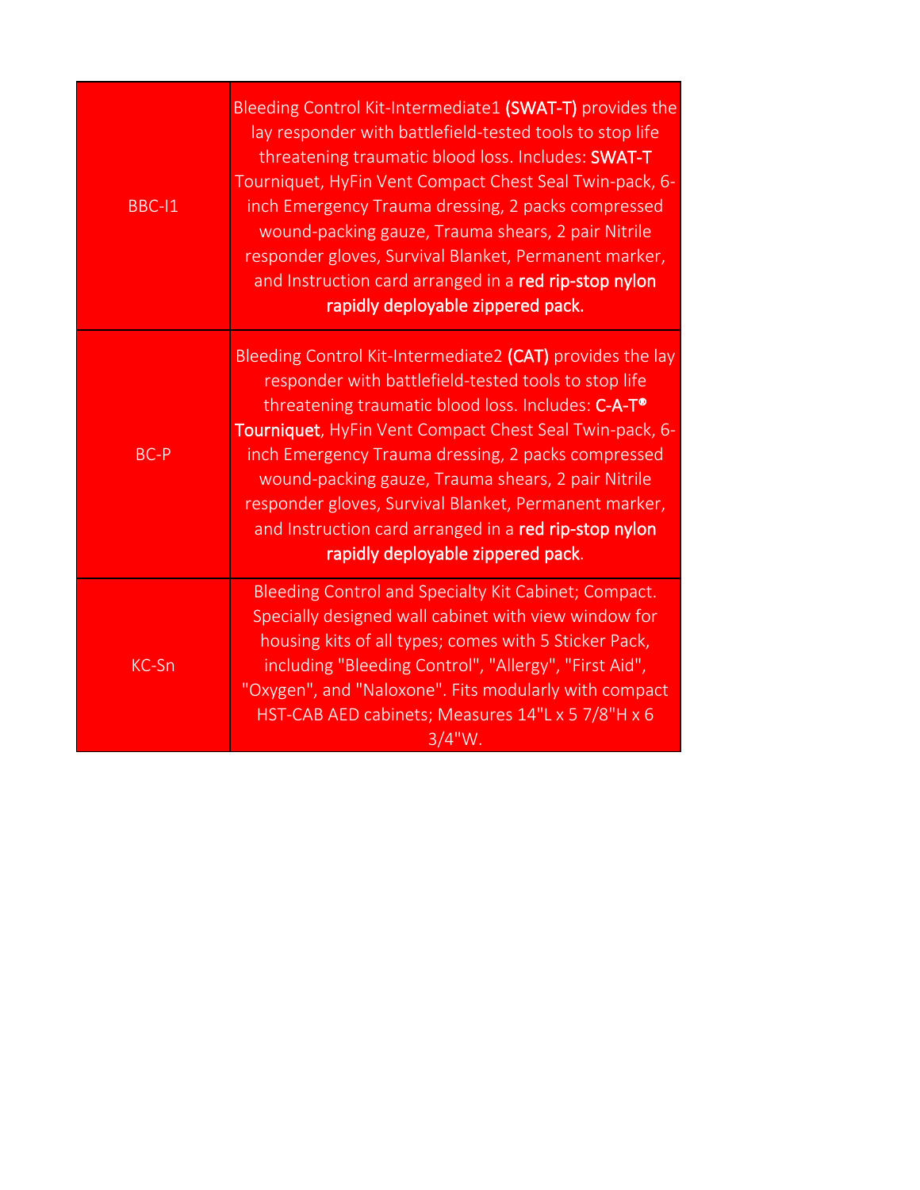| | |
|---|---|
| BBC-I1 | Bleeding Control Kit-Intermediate1 **(SWAT-T)** provides the lay responder with battlefield-tested tools to stop life threatening traumatic blood loss. Includes: **SWAT-T** Tourniquet, HyFin Vent Compact Chest Seal Twin-pack, 6-inch Emergency Trauma dressing, 2 packs compressed wound-packing gauze, Trauma shears, 2 pair Nitrile responder gloves, Survival Blanket, Permanent marker, and Instruction card arranged in a **red rip-stop nylon rapidly deployable zippered pack.** |
| BC-P | Bleeding Control Kit-Intermediate2 **(CAT)** provides the lay responder with battlefield-tested tools to stop life threatening traumatic blood loss. Includes: **C-A-T® Tourniquet**, HyFin Vent Compact Chest Seal Twin-pack, 6-inch Emergency Trauma dressing, 2 packs compressed wound-packing gauze, Trauma shears, 2 pair Nitrile responder gloves, Survival Blanket, Permanent marker, and Instruction card arranged in a **red rip-stop nylon rapidly deployable zippered pack**. |
| KC-Sn | Bleeding Control and Specialty Kit Cabinet; Compact. Specially designed wall cabinet with view window for housing kits of all types; comes with 5 Sticker Pack, including "Bleeding Control", "Allergy", "First Aid", "Oxygen", and "Naloxone". Fits modularly with compact HST-CAB AED cabinets; Measures 14"L x 5 7/8"H x 6 3/4"W. |